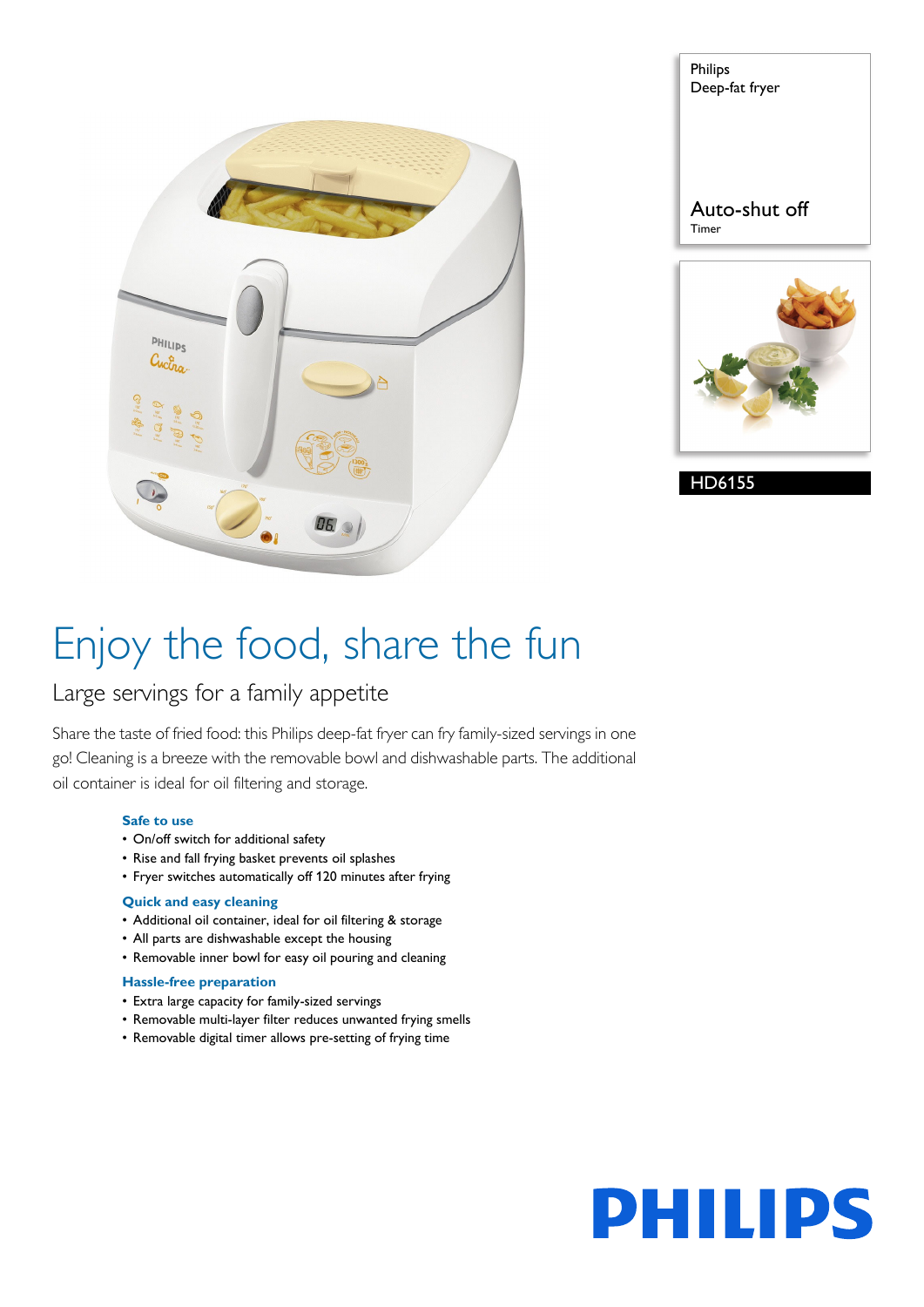Philips
Deep-fat fryer

Auto-shut off
Timer

HD6155

# Enjoy the food, share the fun

## Large servings for a family appetite

Share the taste of fried food: this Philips deep-fat fryer can fry family-sized servings in one go! Cleaning is a breeze with the removable bowl and dishwashable parts. The additional oil container is ideal for oil filtering and storage.

**Safe to use**
- On/off switch for additional safety
- Rise and fall frying basket prevents oil splashes
- Fryer switches automatically off 120 minutes after frying

**Quick and easy cleaning**
- Additional oil container, ideal for oil filtering & storage
- All parts are dishwashable except the housing
- Removable inner bowl for easy oil pouring and cleaning

**Hassle-free preparation**
- Extra large capacity for family-sized servings
- Removable multi-layer filter reduces unwanted frying smells
- Removable digital timer allows pre-setting of frying time

PHILIPS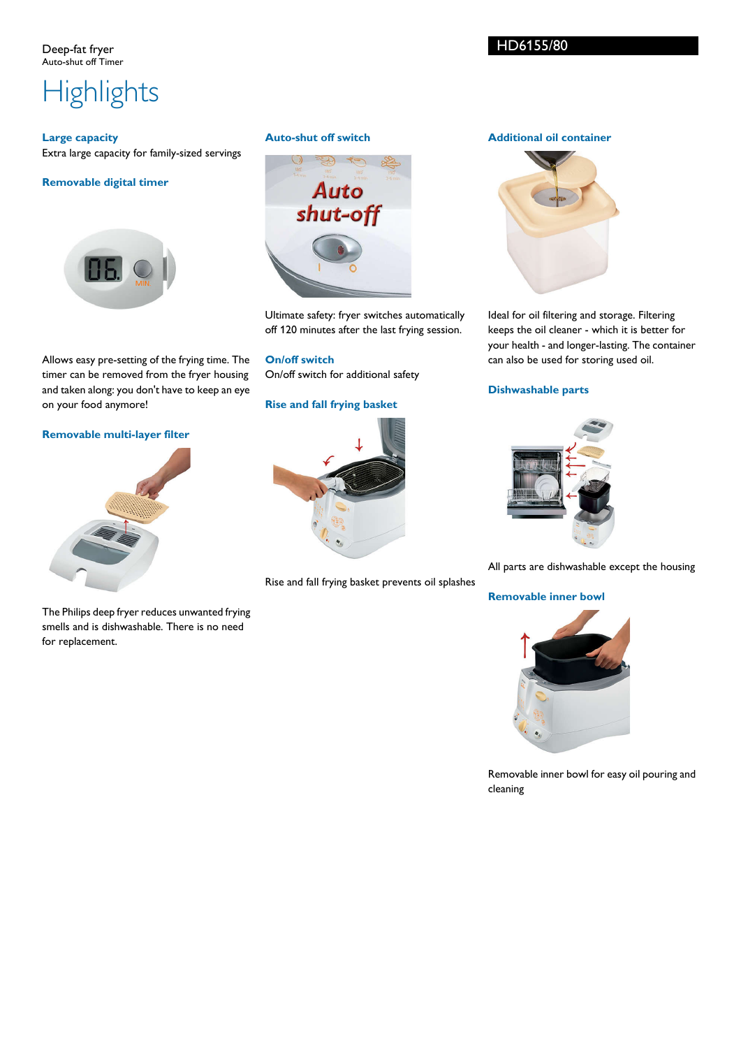Deep-fat fryer
Auto-shut off Timer

HD6155/80

# Highlights

### Large capacity

Extra large capacity for family-sized servings

### Removable digital timer

Allows easy pre-setting of the frying time. The timer can be removed from the fryer housing and taken along: you don't have to keep an eye on your food anymore!

### Removable multi-layer filter

The Philips deep fryer reduces unwanted frying smells and is dishwashable. There is no need for replacement.

### Auto-shut off switch

Ultimate safety: fryer switches automatically off 120 minutes after the last frying session.

### On/off switch

On/off switch for additional safety

### Rise and fall frying basket

Rise and fall frying basket prevents oil splashes

### Additional oil container

Ideal for oil filtering and storage. Filtering keeps the oil cleaner - which it is better for your health - and longer-lasting. The container can also be used for storing used oil.

### Dishwashable parts

All parts are dishwashable except the housing

### Removable inner bowl

Removable inner bowl for easy oil pouring and cleaning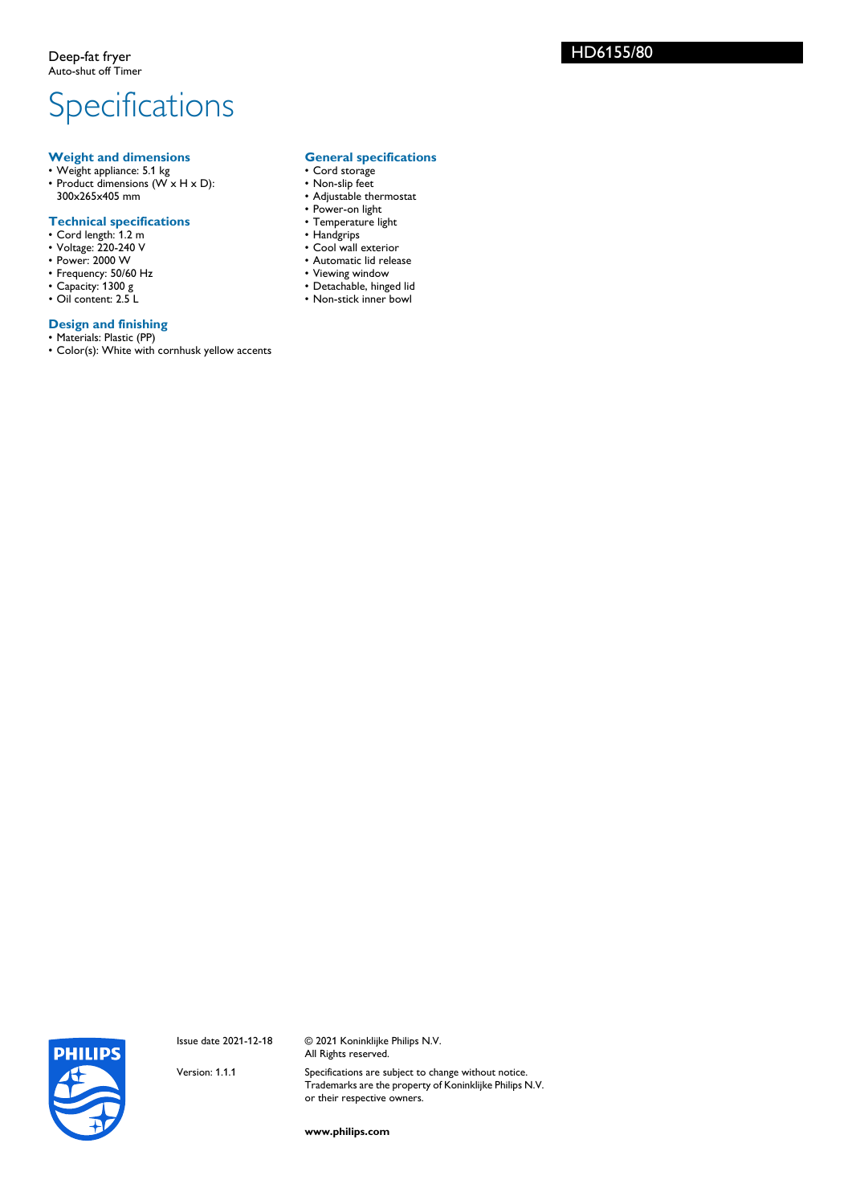Deep-fat fryer
Auto-shut off Timer

HD6155/80

# Specifications

### Weight and dimensions

- Weight appliance: 5.1 kg
- Product dimensions (W x H x D): 300x265x405 mm

### Technical specifications

- Cord length: 1.2 m
- Voltage: 220-240 V
- Power: 2000 W
- Frequency: 50/60 Hz
- Capacity: 1300 g
- Oil content: 2.5 L

### Design and finishing

- Materials: Plastic (PP)
- Color(s): White with cornhusk yellow accents

### General specifications

- Cord storage
- Non-slip feet
- Adjustable thermostat
- Power-on light
- Temperature light
- Handgrips
- Cool wall exterior
- Automatic lid release
- Viewing window
- Detachable, hinged lid
- Non-stick inner bowl

Issue date 2021-12-18

Version: 1.1.1

© 2021 Koninklijke Philips N.V.
All Rights reserved.

Specifications are subject to change without notice. Trademarks are the property of Koninklijke Philips N.V. or their respective owners.

**www.philips.com**